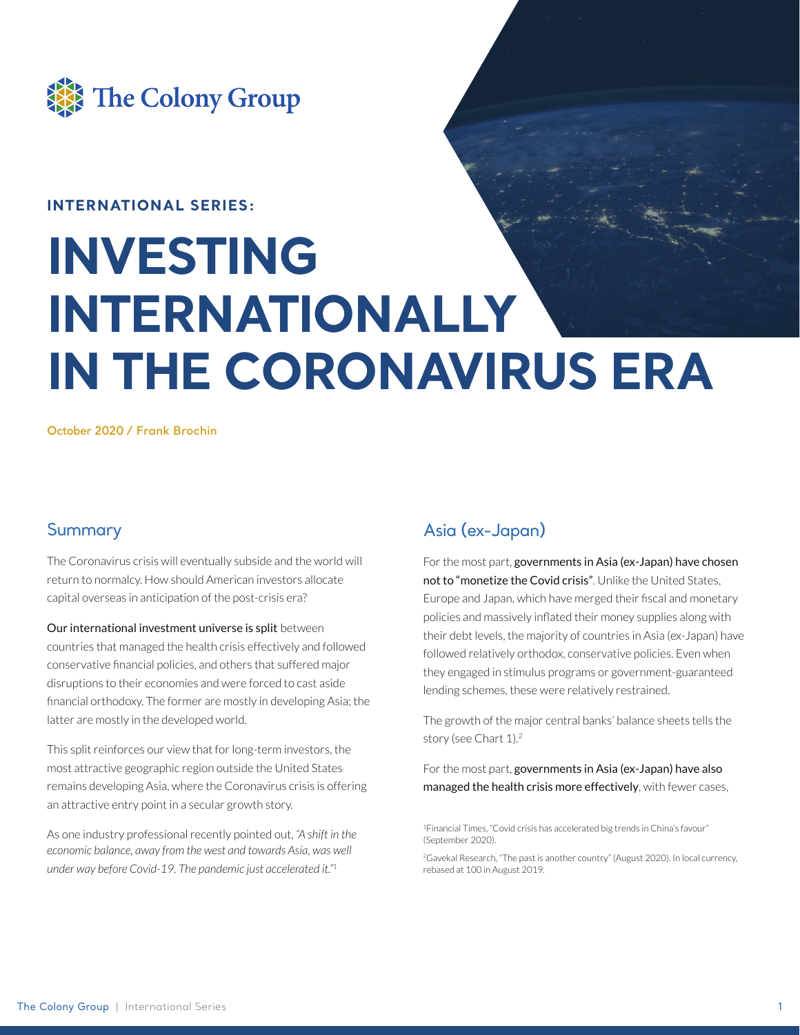The Colony Group

**INTERNATIONAL SERIES:**

# INVESTING INTERNATIONALLY IN THE CORONAVIRUS ERA

**October 2020 / Frank Brochin**

## Summary

The Coronavirus crisis will eventually subside and the world will return to normalcy. How should American investors allocate capital overseas in anticipation of the post-crisis era?

Our international investment universe is split between countries that managed the health crisis effectively and followed conservative financial policies, and others that suffered major disruptions to their economies and were forced to cast aside financial orthodoxy. The former are mostly in developing Asia; the latter are mostly in the developed world.

This split reinforces our view that for long-term investors, the most attractive geographic region outside the United States remains developing Asia, where the Coronavirus crisis is offering an attractive entry point in a secular growth story.

As one industry professional recently pointed out, *"A shift in the economic balance, away from the west and towards Asia, was well under way before Covid-19. The pandemic just accelerated it."*[1]

## Asia (ex-Japan)

For the most part, governments in Asia (ex-Japan) have chosen not to "monetize the Covid crisis". Unlike the United States, Europe and Japan, which have merged their fiscal and monetary policies and massively inflated their money supplies along with their debt levels, the majority of countries in Asia (ex-Japan) have followed relatively orthodox, conservative policies. Even when they engaged in stimulus programs or government-guaranteed lending schemes, these were relatively restrained.

The growth of the major central banks' balance sheets tells the story (see Chart 1).[2]

For the most part, governments in Asia (ex-Japan) have also managed the health crisis more effectively, with fewer cases,

[1] Financial Times, "Covid crisis has accelerated big trends in China's favour" (September 2020).

[2] Gavekal Research, "The past is another country" (August 2020). In local currency, rebased at 100 in August 2019.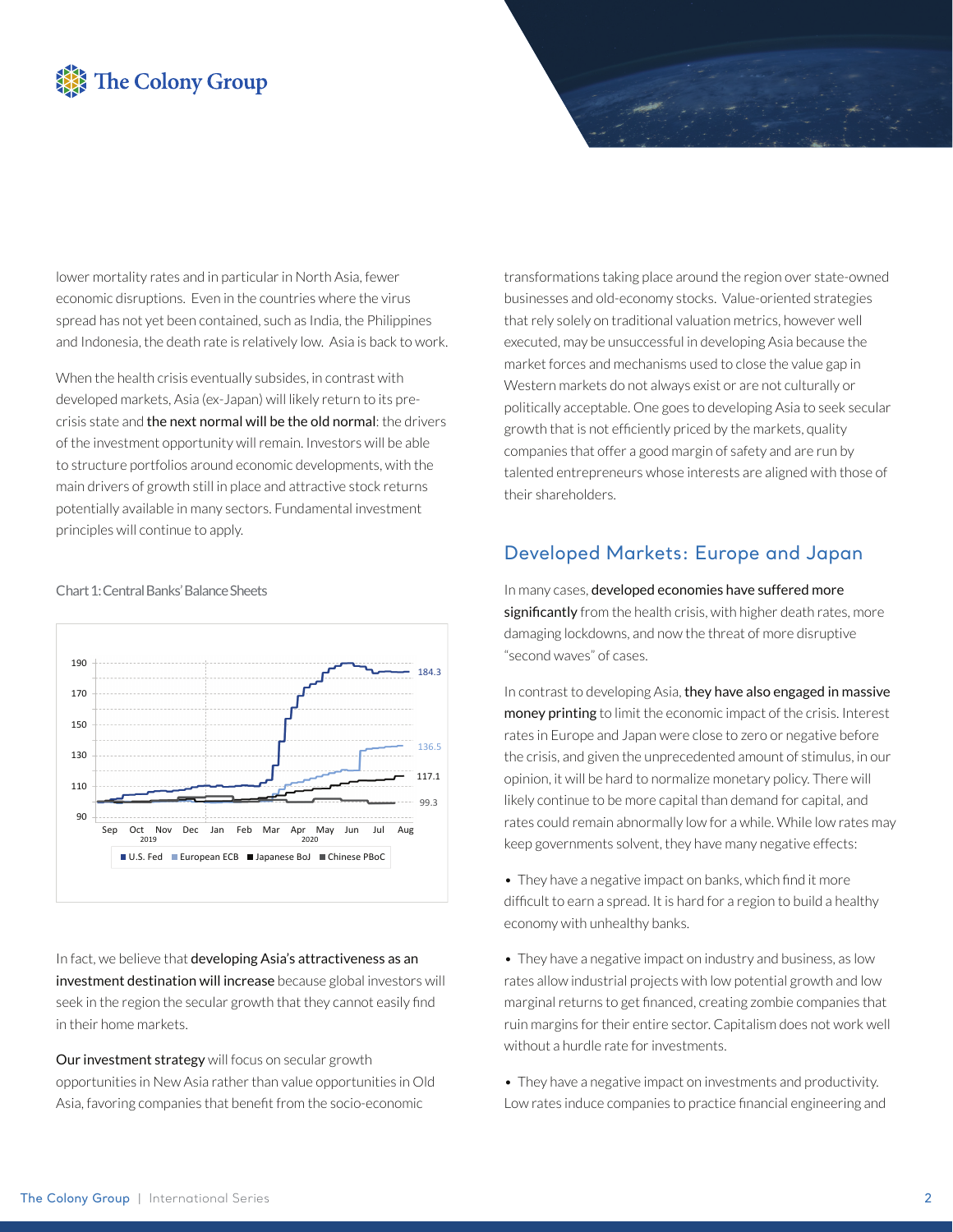lower mortality rates and in particular in North Asia, fewer economic disruptions. Even in the countries where the virus spread has not yet been contained, such as India, the Philippines and Indonesia, the death rate is relatively low. Asia is back to work.

When the health crisis eventually subsides, in contrast with developed markets, Asia (ex-Japan) will likely return to its pre-crisis state and **the next normal will be the old normal**: the drivers of the investment opportunity will remain. Investors will be able to structure portfolios around economic developments, with the main drivers of growth still in place and attractive stock returns potentially available in many sectors. Fundamental investment principles will continue to apply.

Chart 1: Central Banks' Balance Sheets

In fact, we believe that **developing Asia's attractiveness as an investment destination will increase** because global investors will seek in the region the secular growth that they cannot easily find in their home markets.

**Our investment strategy** will focus on secular growth opportunities in New Asia rather than value opportunities in Old Asia, favoring companies that benefit from the socio-economic transformations taking place around the region over state-owned businesses and old-economy stocks. Value-oriented strategies that rely solely on traditional valuation metrics, however well executed, may be unsuccessful in developing Asia because the market forces and mechanisms used to close the value gap in Western markets do not always exist or are not culturally or politically acceptable. One goes to developing Asia to seek secular growth that is not efficiently priced by the markets, quality companies that offer a good margin of safety and are run by talented entrepreneurs whose interests are aligned with those of their shareholders.

## Developed Markets: Europe and Japan

In many cases, **developed economies have suffered more significantly** from the health crisis, with higher death rates, more damaging lockdowns, and now the threat of more disruptive "second waves" of cases.

In contrast to developing Asia, **they have also engaged in massive money printing** to limit the economic impact of the crisis. Interest rates in Europe and Japan were close to zero or negative before the crisis, and given the unprecedented amount of stimulus, in our opinion, it will be hard to normalize monetary policy. There will likely continue to be more capital than demand for capital, and rates could remain abnormally low for a while. While low rates may keep governments solvent, they have many negative effects:

- They have a negative impact on banks, which find it more difficult to earn a spread. It is hard for a region to build a healthy economy with unhealthy banks.
- They have a negative impact on industry and business, as low rates allow industrial projects with low potential growth and low marginal returns to get financed, creating zombie companies that ruin margins for their entire sector. Capitalism does not work well without a hurdle rate for investments.
- They have a negative impact on investments and productivity. Low rates induce companies to practice financial engineering and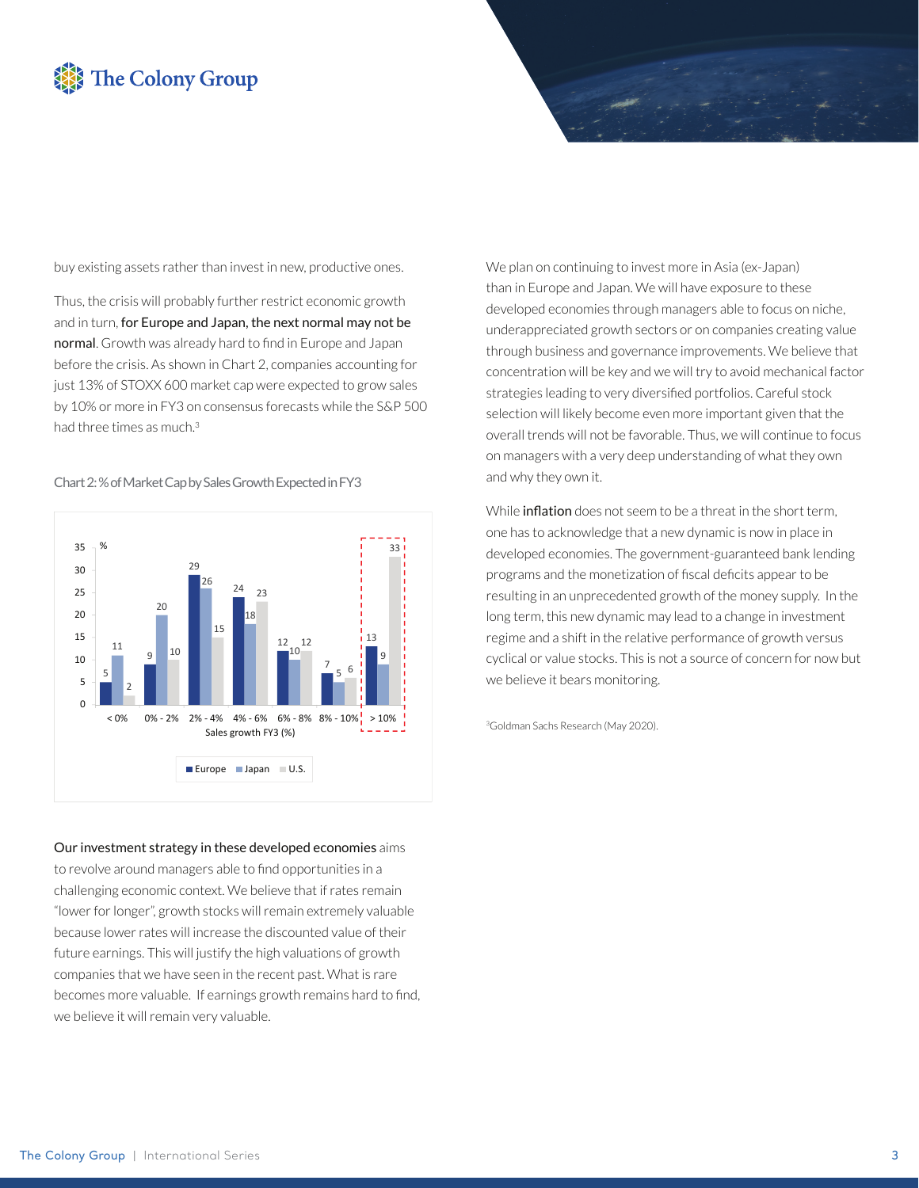buy existing assets rather than invest in new, productive ones.

Thus, the crisis will probably further restrict economic growth and in turn, **for Europe and Japan, the next normal may not be normal**. Growth was already hard to find in Europe and Japan before the crisis. As shown in Chart 2, companies accounting for just 13% of STOXX 600 market cap were expected to grow sales by 10% or more in FY3 on consensus forecasts while the S&P 500 had three times as much.[3]

Chart 2: % of Market Cap by Sales Growth Expected in FY3

| Sales growth FY3 (%) | Europe | Japan | U.S. |
|---|---|---|---|
| < 0% | 5 | 11 | 2 |
| 0% - 2% | 9 | 20 | 10 |
| 2% - 4% | 29 | 26 | 15 |
| 4% - 6% | 24 | 18 | 23 |
| 6% - 8% | 12 | 10 | 12 |
| 8% - 10% | 7 | 5 | 6 |
| > 10% | 13 | 9 | 33 |

**Our investment strategy in these developed economies** aims to revolve around managers able to find opportunities in a challenging economic context. We believe that if rates remain "lower for longer", growth stocks will remain extremely valuable because lower rates will increase the discounted value of their future earnings. This will justify the high valuations of growth companies that we have seen in the recent past. What is rare becomes more valuable. If earnings growth remains hard to find, we believe it will remain very valuable.

We plan on continuing to invest more in Asia (ex-Japan) than in Europe and Japan. We will have exposure to these developed economies through managers able to focus on niche, underappreciated growth sectors or on companies creating value through business and governance improvements. We believe that concentration will be key and we will try to avoid mechanical factor strategies leading to very diversified portfolios. Careful stock selection will likely become even more important given that the overall trends will not be favorable. Thus, we will continue to focus on managers with a very deep understanding of what they own and why they own it.

While **inflation** does not seem to be a threat in the short term, one has to acknowledge that a new dynamic is now in place in developed economies. The government-guaranteed bank lending programs and the monetization of fiscal deficits appear to be resulting in an unprecedented growth of the money supply. In the long term, this new dynamic may lead to a change in investment regime and a shift in the relative performance of growth versus cyclical or value stocks. This is not a source of concern for now but we believe it bears monitoring.

[3]Goldman Sachs Research (May 2020).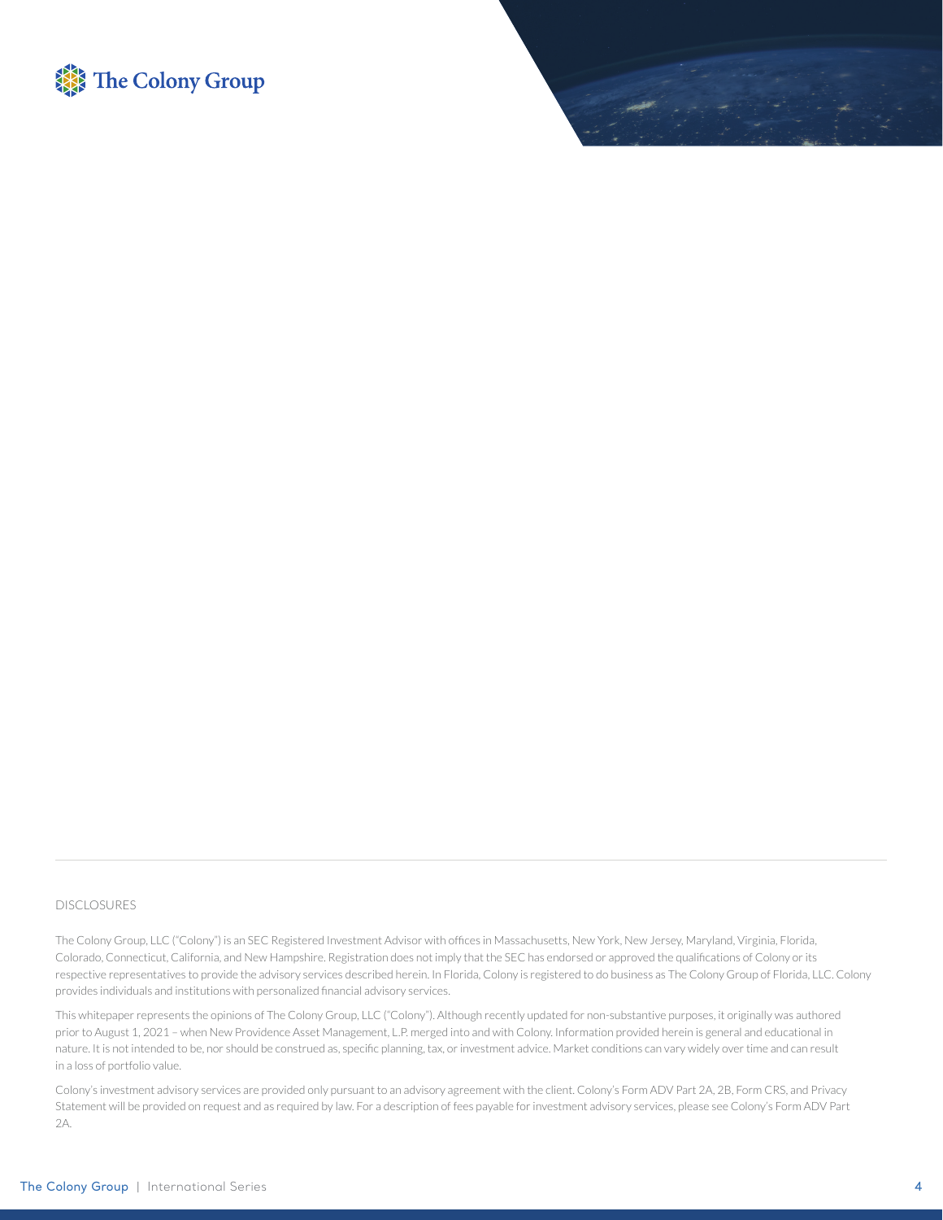DISCLOSURES

The Colony Group, LLC ("Colony") is an SEC Registered Investment Advisor with offices in Massachusetts, New York, New Jersey, Maryland, Virginia, Florida, Colorado, Connecticut, California, and New Hampshire. Registration does not imply that the SEC has endorsed or approved the qualifications of Colony or its respective representatives to provide the advisory services described herein. In Florida, Colony is registered to do business as The Colony Group of Florida, LLC. Colony provides individuals and institutions with personalized financial advisory services.

This whitepaper represents the opinions of The Colony Group, LLC ("Colony"). Although recently updated for non-substantive purposes, it originally was authored prior to August 1, 2021 – when New Providence Asset Management, L.P. merged into and with Colony. Information provided herein is general and educational in nature. It is not intended to be, nor should be construed as, specific planning, tax, or investment advice. Market conditions can vary widely over time and can result in a loss of portfolio value.

Colony's investment advisory services are provided only pursuant to an advisory agreement with the client. Colony's Form ADV Part 2A, 2B, Form CRS, and Privacy Statement will be provided on request and as required by law. For a description of fees payable for investment advisory services, please see Colony's Form ADV Part 2A.